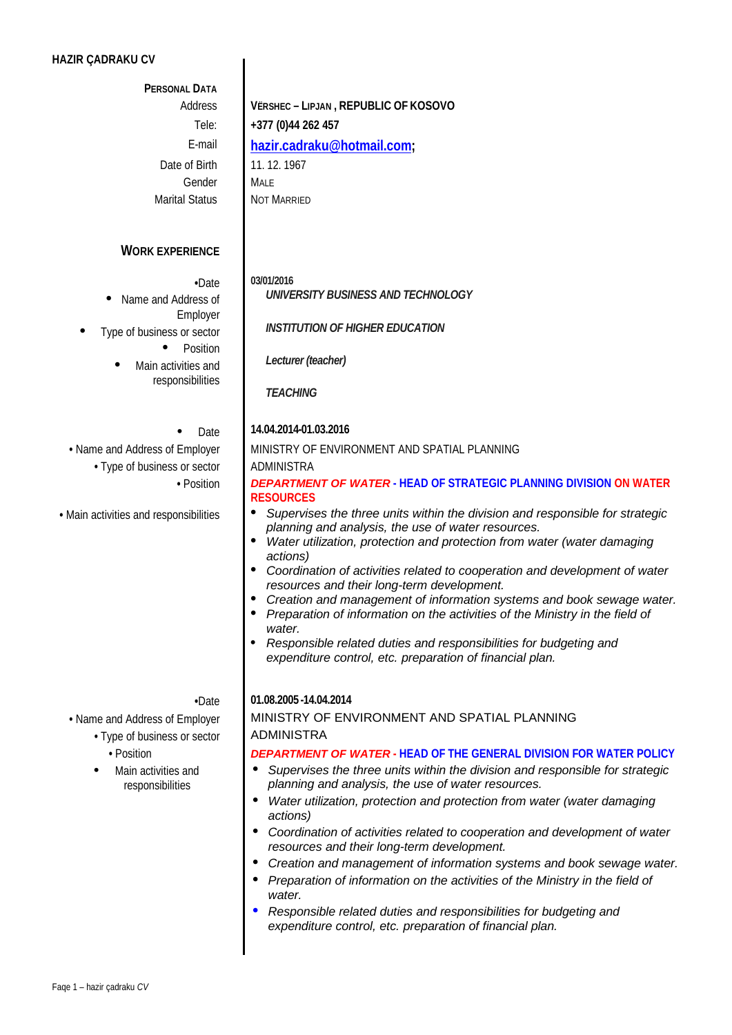# HAZIR ÇADRAKU CV

## PERSONAL DATA

| | |
|---|---|
| Address | **VËRSHEC – LIPJAN , REPUBLIC OF KOSOVO** |
| Tele: | **+377 (0)44 262 457** |
| E-mail | **hazir.cadraku@hotmail.com;** |
| Date of Birth | 11. 12. 1967 |
| Gender | MALE |
| Marital Status | NOT MARRIED |

## WORK EXPERIENCE

- **Date:** **03/01/2016**
- **Name and Address of Employer:** ***UNIVERSITY BUSINESS AND TECHNOLOGY***
- **Type of business or sector:** ***INSTITUTION OF HIGHER EDUCATION***
- **Position:** ***Lecturer (teacher)***
- **Main activities and responsibilities:** ***TEACHING***

---

- **Date:** **14.04.2014-01.03.2016**
- **Name and Address of Employer:** MINISTRY OF ENVIRONMENT AND SPATIAL PLANNING
- **Type of business or sector:** ADMINISTRA
- **Position:** ***DEPARTMENT OF WATER*** **- HEAD OF STRATEGIC PLANNING DIVISION ON WATER RESOURCES**
- **Main activities and responsibilities:**
  - *Supervises the three units within the division and responsible for strategic planning and analysis, the use of water resources.*
  - *Water utilization, protection and protection from water (water damaging actions)*
  - *Coordination of activities related to cooperation and development of water resources and their long-term development.*
  - *Creation and management of information systems and book sewage water.*
  - *Preparation of information on the activities of the Ministry in the field of water.*
  - *Responsible related duties and responsibilities for budgeting and expenditure control, etc. preparation of financial plan.*

---

- **Date:** **01.08.2005 -14.04.2014**
- **Name and Address of Employer:** MINISTRY OF ENVIRONMENT AND SPATIAL PLANNING
- **Type of business or sector:** ADMINISTRA
- **Position:** ***DEPARTMENT OF WATER*** **- HEAD OF THE GENERAL DIVISION FOR WATER POLICY**
- **Main activities and responsibilities:**
  - *Supervises the three units within the division and responsible for strategic planning and analysis, the use of water resources.*
  - *Water utilization, protection and protection from water (water damaging actions)*
  - *Coordination of activities related to cooperation and development of water resources and their long-term development.*
  - *Creation and management of information systems and book sewage water.*
  - *Preparation of information on the activities of the Ministry in the field of water.*
  - *Responsible related duties and responsibilities for budgeting and expenditure control, etc. preparation of financial plan.*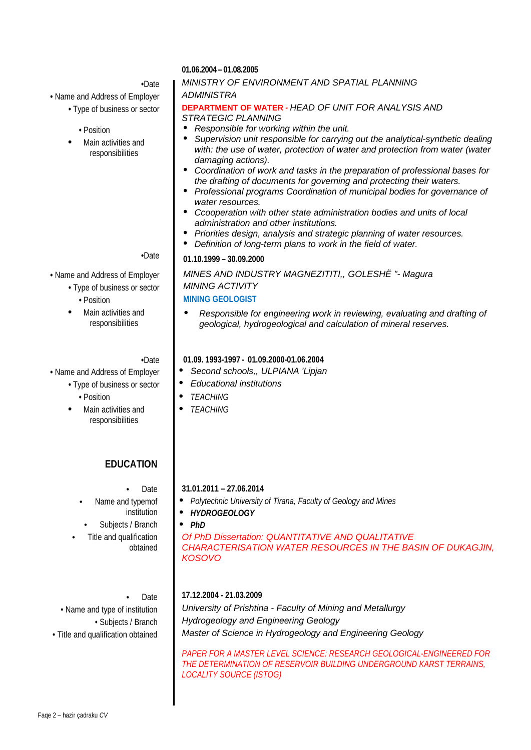**01.06.2004 – 01.08.2005**

| | |
|---|---|
| •Date | *MINISTRY OF ENVIRONMENT AND SPATIAL PLANNING* |
| • Name and Address of Employer | *ADMINISTRA* |
| • Type of business or sector | **DEPARTMENT OF WATER** - *HEAD OF UNIT FOR ANALYSIS AND STRATEGIC PLANNING* |
| • Position | |
| • Main activities and responsibilities | |

- *Responsible for working within the unit.*
- *Supervision unit responsible for carrying out the analytical-synthetic dealing with: the use of water, protection of water and protection from water (water damaging actions).*
- *Coordination of work and tasks in the preparation of professional bases for the drafting of documents for governing and protecting their waters.*
- *Professional programs Coordination of municipal bodies for governance of water resources.*
- *Ccooperation with other state administration bodies and units of local administration and other institutions.*
- *Priorities design, analysis and strategic planning of water resources.*
- *Definition of long-term plans to work in the field of water.*

| | |
|---|---|
| •Date | **01.10.1999 – 30.09.2000** |
| • Name and Address of Employer | *MINES AND INDUSTRY MAGNEZITITI,, GOLESHË "- Magura* |
| • Type of business or sector | *MINING ACTIVITY* |
| • Position | **MINING GEOLOGIST** |
| • Main activities and responsibilities | • *Responsible for engineering work in reviewing, evaluating and drafting of geological, hydrogeological and calculation of mineral reserves.* |

| | |
|---|---|
| •Date | **01.09. 1993-1997 - 01.09.2000-01.06.2004** |
| • Name and Address of Employer | • *Second schools,, ULPIANA 'Lipjan* |
| • Type of business or sector | • *Educational institutions* |
| • Position | • *TEACHING* |
| • Main activities and responsibilities | • *TEACHING* |

## EDUCATION

| | |
|---|---|
| • Date | **31.01.2011 – 27.06.2014** |
| • Name and typemof institution | • *Polytechnic University of Tirana, Faculty of Geology and Mines* |
| • Subjects / Branch | • ***HYDROGEOLOGY*** |
| • Title and qualification obtained | • ***PhD*** |

*Of PhD Dissertation: QUANTITATIVE AND QUALITATIVE CHARACTERISATION WATER RESOURCES IN THE BASIN OF DUKAGJIN, KOSOVO*

| | |
|---|---|
| • Date | **17.12.2004 - 21.03.2009** |
| • Name and type of institution | *University of Prishtina - Faculty of Mining and Metallurgy* |
| • Subjects / Branch | *Hydrogeology and Engineering Geology* |
| • Title and qualification obtained | *Master of Science in Hydrogeology and Engineering Geology* |

*PAPER FOR A MASTER LEVEL SCIENCE: RESEARCH GEOLOGICAL-ENGINEERED FOR THE DETERMINATION OF RESERVOIR BUILDING UNDERGROUND KARST TERRAINS, LOCALITY SOURCE (ISTOG)*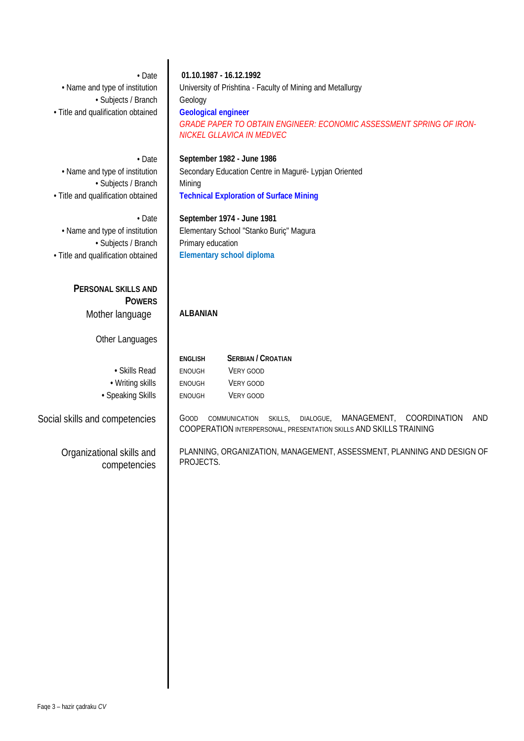| | |
|---|---|
| • Date | **01.10.1987 - 16.12.1992** |
| • Name and type of institution | University of Prishtina - Faculty of Mining and Metallurgy |
| • Subjects / Branch | Geology |
| • Title and qualification obtained | **Geological engineer**<br>*GRADE PAPER TO OBTAIN ENGINEER: ECONOMIC ASSESSMENT SPRING OF IRON-NICKEL GLLAVICA IN MEDVEC* |

| | |
|---|---|
| • Date | **September 1982 - June 1986** |
| • Name and type of institution | Secondary Education Centre in Magurë- Lypjan Oriented |
| • Subjects / Branch | Mining |
| • Title and qualification obtained | **Technical Exploration of Surface Mining** |

| | |
|---|---|
| • Date | **September 1974 - June 1981** |
| • Name and type of institution | Elementary School "Stanko Buriç" Magura |
| • Subjects / Branch | Primary education |
| • Title and qualification obtained | **Elementary school diploma** |

## PERSONAL SKILLS AND POWERS

Mother language: **ALBANIAN**

Other Languages

| | ENGLISH | SERBIAN / CROATIAN |
|---|---|---|
| • Skills Read | ENOUGH | VERY GOOD |
| • Writing skills | ENOUGH | VERY GOOD |
| • Speaking Skills | ENOUGH | VERY GOOD |

**Social skills and competencies**

GOOD COMMUNICATION SKILLS, DIALOGUE, MANAGEMENT, COORDINATION AND COOPERATION INTERPERSONAL, PRESENTATION SKILLS AND SKILLS TRAINING

**Organizational skills and competencies**

PLANNING, ORGANIZATION, MANAGEMENT, ASSESSMENT, PLANNING AND DESIGN OF PROJECTS.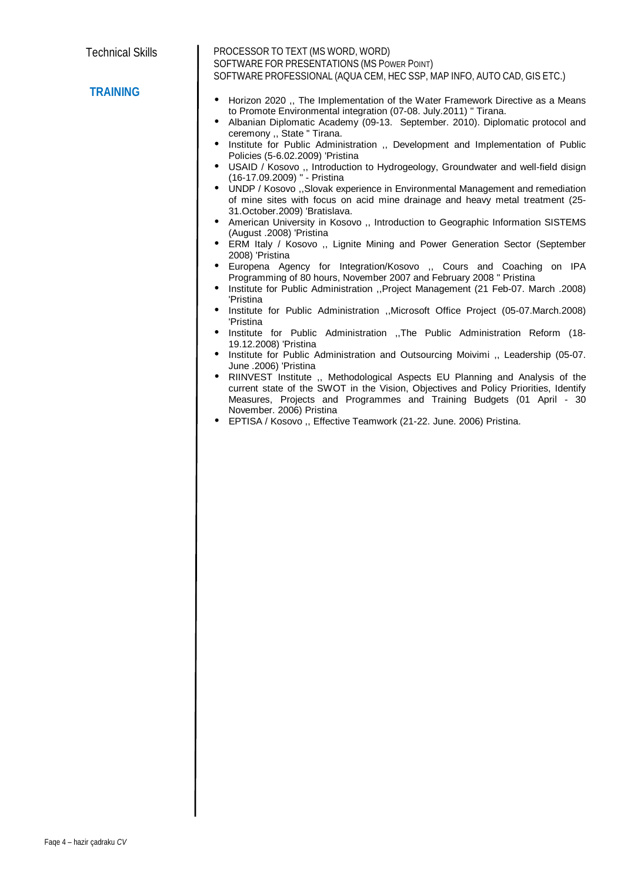**Technical Skills**

PROCESSOR TO TEXT (MS WORD, WORD)
SOFTWARE FOR PRESENTATIONS (MS POWER POINT)
SOFTWARE PROFESSIONAL (AQUA CEM, HEC SSP, MAP INFO, AUTO CAD, GIS ETC.)

## TRAINING

- Horizon 2020 ,, The Implementation of the Water Framework Directive as a Means to Promote Environmental integration (07-08. July.2011) " Tirana.
- Albanian Diplomatic Academy (09-13. September. 2010). Diplomatic protocol and ceremony ,, State " Tirana.
- Institute for Public Administration ,, Development and Implementation of Public Policies (5-6.02.2009) 'Pristina
- USAID / Kosovo ,, Introduction to Hydrogeology, Groundwater and well-field disign (16-17.09.2009) " - Pristina
- UNDP / Kosovo ,,Slovak experience in Environmental Management and remediation of mine sites with focus on acid mine drainage and heavy metal treatment (25-31.October.2009) 'Bratislava.
- American University in Kosovo ,, Introduction to Geographic Information SISTEMS (August .2008) 'Pristina
- ERM Italy / Kosovo ,, Lignite Mining and Power Generation Sector (September 2008) 'Pristina
- Europena Agency for Integration/Kosovo ,, Cours and Coaching on IPA Programming of 80 hours, November 2007 and February 2008 " Pristina
- Institute for Public Administration ,,Project Management (21 Feb-07. March .2008) 'Pristina
- Institute for Public Administration ,,Microsoft Office Project (05-07.March.2008) 'Pristina
- Institute for Public Administration ,,The Public Administration Reform (18-19.12.2008) 'Pristina
- Institute for Public Administration and Outsourcing Moivimi ,, Leadership (05-07. June .2006) 'Pristina
- RIINVEST Institute ,, Methodological Aspects EU Planning and Analysis of the current state of the SWOT in the Vision, Objectives and Policy Priorities, Identify Measures, Projects and Programmes and Training Budgets (01 April - 30 November. 2006) Pristina
- EPTISA / Kosovo ,, Effective Teamwork (21-22. June. 2006) Pristina.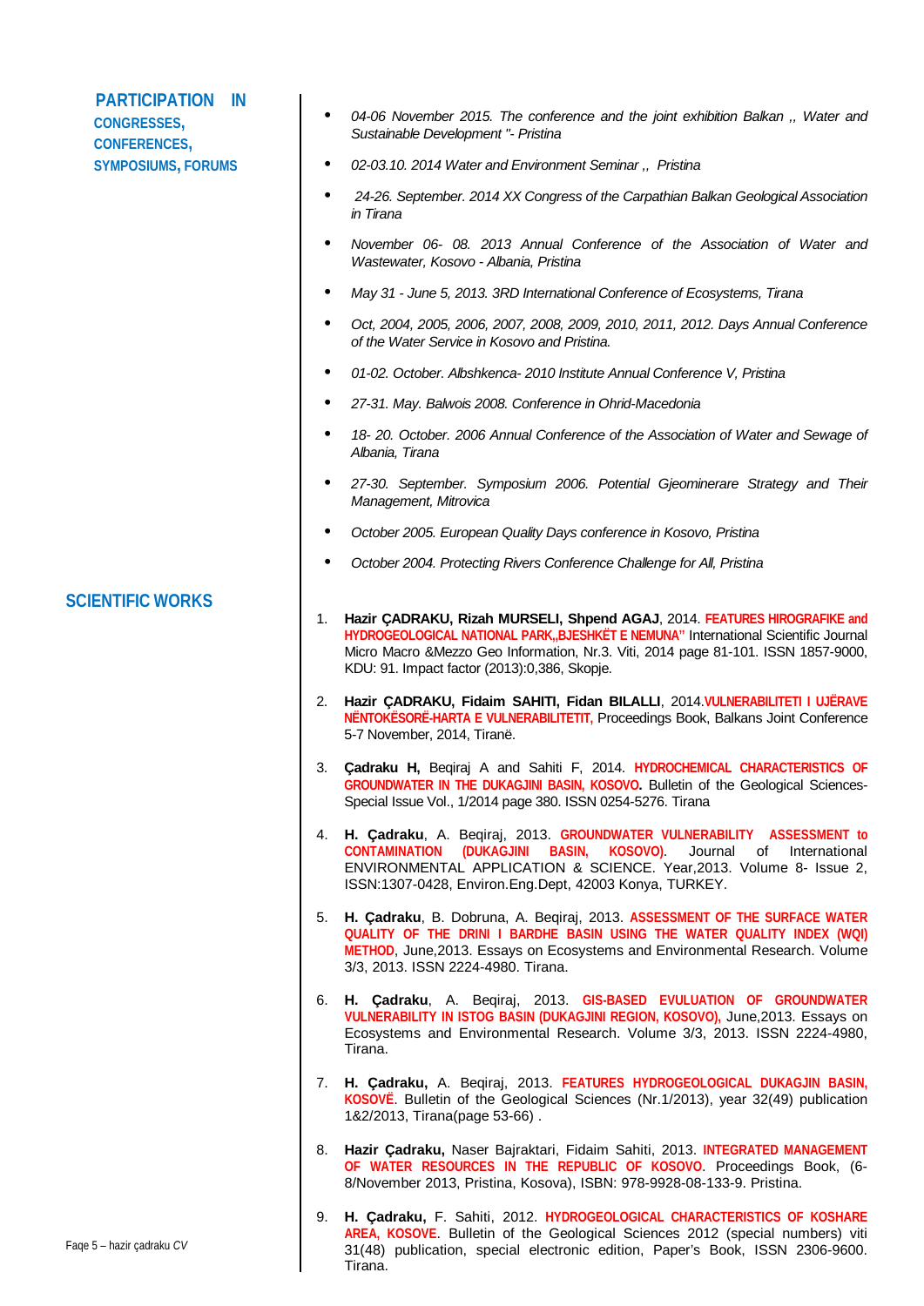## PARTICIPATION IN CONGRESSES, CONFERENCES, SYMPOSIUMS, FORUMS

- *04-06 November 2015. The conference and the joint exhibition Balkan ,, Water and Sustainable Development "- Pristina*
- *02-03.10. 2014 Water and Environment Seminar ,, Pristina*
- *24-26. September. 2014 XX Congress of the Carpathian Balkan Geological Association in Tirana*
- *November 06- 08. 2013 Annual Conference of the Association of Water and Wastewater, Kosovo - Albania, Pristina*
- *May 31 - June 5, 2013. 3RD International Conference of Ecosystems, Tirana*
- *Oct, 2004, 2005, 2006, 2007, 2008, 2009, 2010, 2011, 2012. Days Annual Conference of the Water Service in Kosovo and Pristina.*
- *01-02. October. Albshkenca- 2010 Institute Annual Conference V, Pristina*
- *27-31. May. Balwois 2008. Conference in Ohrid-Macedonia*
- *18- 20. October. 2006 Annual Conference of the Association of Water and Sewage of Albania, Tirana*
- *27-30. September. Symposium 2006. Potential Gjeominerare Strategy and Their Management, Mitrovica*
- *October 2005. European Quality Days conference in Kosovo, Pristina*
- *October 2004. Protecting Rivers Conference Challenge for All, Pristina*

## SCIENTIFIC WORKS

1. **Hazir ÇADRAKU, Rizah MURSELI, Shpend AGAJ**, 2014. **FEATURES HIROGRAFIKE and HYDROGEOLOGICAL NATIONAL PARK,,BJESHKËT E NEMUNA"** International Scientific Journal Micro Macro &Mezzo Geo Information, Nr.3. Viti, 2014 page 81-101. ISSN 1857-9000, KDU: 91. Impact factor (2013):0,386, Skopje.
2. **Hazir ÇADRAKU, Fidaim SAHITI, Fidan BILALLI**, 2014.**VULNERABILITETI I UJËRAVE NËNTOKËSORË-HARTA E VULNERABILITETIT,** Proceedings Book, Balkans Joint Conference 5-7 November, 2014, Tiranë.
3. **Çadraku H,** Beqiraj A and Sahiti F, 2014. **HYDROCHEMICAL CHARACTERISTICS OF GROUNDWATER IN THE DUKAGJINI BASIN, KOSOVO**. Bulletin of the Geological Sciences-Special Issue Vol., 1/2014 page 380. ISSN 0254-5276. Tirana
4. **H. Çadraku**, A. Beqiraj, 2013. **GROUNDWATER VULNERABILITY ASSESSMENT to CONTAMINATION (DUKAGJINI BASIN, KOSOVO)**. Journal of International ENVIRONMENTAL APPLICATION & SCIENCE. Year,2013. Volume 8- Issue 2, ISSN:1307-0428, Environ.Eng.Dept, 42003 Konya, TURKEY.
5. **H. Çadraku**, B. Dobruna, A. Beqiraj, 2013. **ASSESSMENT OF THE SURFACE WATER QUALITY OF THE DRINI I BARDHE BASIN USING THE WATER QUALITY INDEX (WQI) METHOD**, June,2013. Essays on Ecosystems and Environmental Research. Volume 3/3, 2013. ISSN 2224-4980. Tirana.
6. **H. Çadraku**, A. Beqiraj, 2013. **GIS-BASED EVULUATION OF GROUNDWATER VULNERABILITY IN ISTOG BASIN (DUKAGJINI REGION, KOSOVO),** June,2013. Essays on Ecosystems and Environmental Research. Volume 3/3, 2013. ISSN 2224-4980, Tirana.
7. **H. Çadraku,** A. Beqiraj, 2013. **FEATURES HYDROGEOLOGICAL DUKAGJIN BASIN, KOSOVË**. Bulletin of the Geological Sciences (Nr.1/2013), year 32(49) publication 1&2/2013, Tirana(page 53-66) .
8. **Hazir Çadraku,** Naser Bajraktari, Fidaim Sahiti, 2013. **INTEGRATED MANAGEMENT OF WATER RESOURCES IN THE REPUBLIC OF KOSOVO**. Proceedings Book, (6-8/November 2013, Pristina, Kosova), ISBN: 978-9928-08-133-9. Pristina.
9. **H. Çadraku,** F. Sahiti, 2012. **HYDROGEOLOGICAL CHARACTERISTICS OF KOSHARE AREA, KOSOVE**. Bulletin of the Geological Sciences 2012 (special numbers) viti 31(48) publication, special electronic edition, Paper's Book, ISSN 2306-9600. Tirana.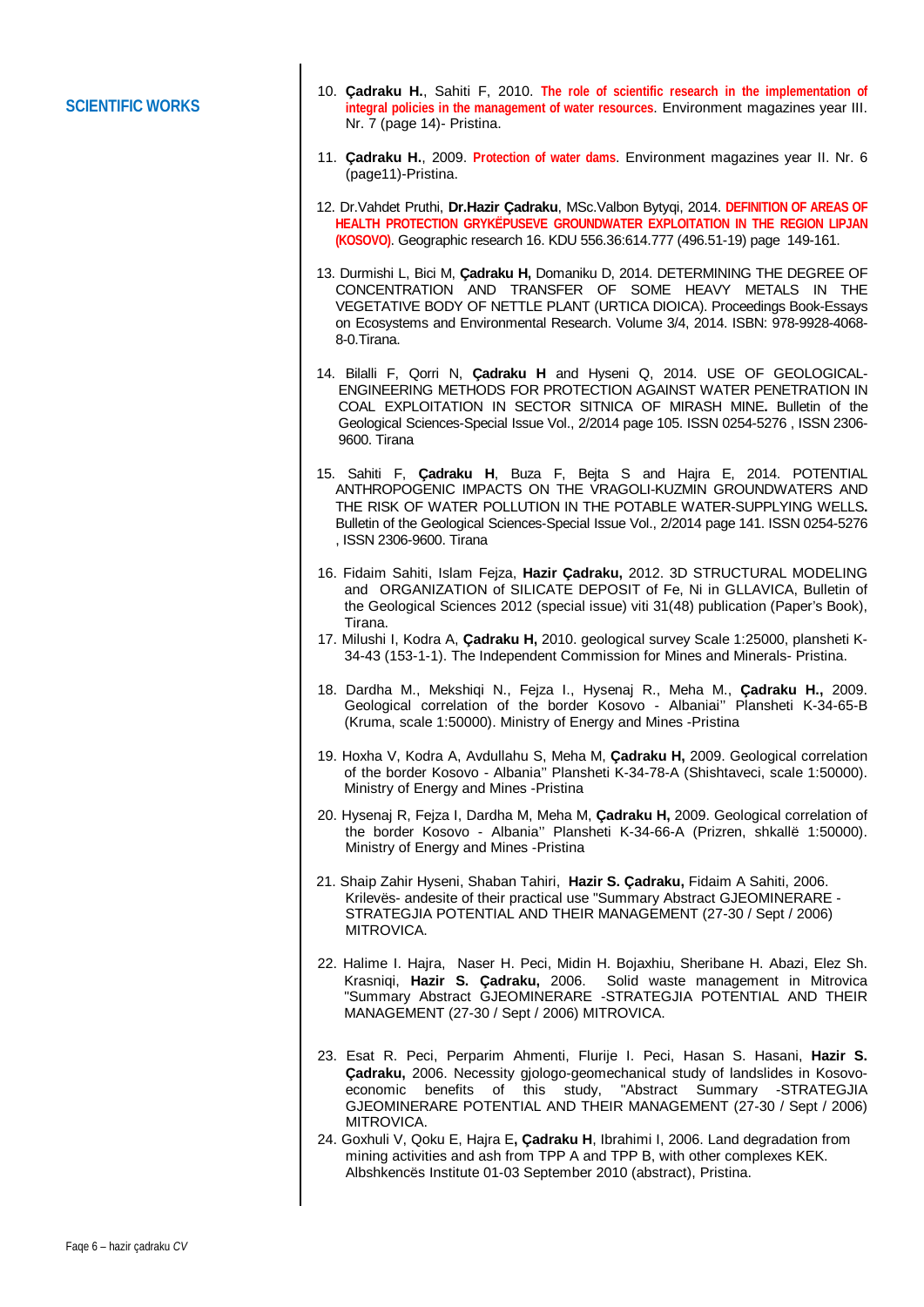**SCIENTIFIC WORKS**

10. **Çadraku H.**, Sahiti F, 2010. **The role of scientific research in the implementation of integral policies in the management of water resources**. Environment magazines year III. Nr. 7 (page 14)- Pristina.

11. **Çadraku H.**, 2009. **Protection of water dams**. Environment magazines year II. Nr. 6 (page11)-Pristina.

12. Dr.Vahdet Pruthi, **Dr.Hazir Çadraku**, MSc.Valbon Bytyqi, 2014. **DEFINITION OF AREAS OF HEALTH PROTECTION GRYKËPUSEVE GROUNDWATER EXPLOITATION IN THE REGION LIPJAN (KOSOVO)**. Geographic research 16. KDU 556.36:614.777 (496.51-19) page 149-161.

13. Durmishi L, Bici M, **Çadraku H,** Domaniku D, 2014. DETERMINING THE DEGREE OF CONCENTRATION AND TRANSFER OF SOME HEAVY METALS IN THE VEGETATIVE BODY OF NETTLE PLANT (URTICA DIOICA). Proceedings Book-Essays on Ecosystems and Environmental Research. Volume 3/4, 2014. ISBN: 978-9928-4068-8-0.Tirana.

14. Bilalli F, Qorri N, **Çadraku H** and Hyseni Q, 2014. USE OF GEOLOGICAL-ENGINEERING METHODS FOR PROTECTION AGAINST WATER PENETRATION IN COAL EXPLOITATION IN SECTOR SITNICA OF MIRASH MINE**.** Bulletin of the Geological Sciences-Special Issue Vol., 2/2014 page 105. ISSN 0254-5276 , ISSN 2306-9600. Tirana

15. Sahiti F, **Çadraku H**, Buza F, Bejta S and Hajra E, 2014. POTENTIAL ANTHROPOGENIC IMPACTS ON THE VRAGOLI-KUZMIN GROUNDWATERS AND THE RISK OF WATER POLLUTION IN THE POTABLE WATER-SUPPLYING WELLS**.** Bulletin of the Geological Sciences-Special Issue Vol., 2/2014 page 141. ISSN 0254-5276 , ISSN 2306-9600. Tirana

16. Fidaim Sahiti, Islam Fejza, **Hazir Çadraku,** 2012. 3D STRUCTURAL MODELING and ORGANIZATION of SILICATE DEPOSIT of Fe, Ni in GLLAVICA, Bulletin of the Geological Sciences 2012 (special issue) viti 31(48) publication (Paper's Book), Tirana.

17. Milushi I, Kodra A, **Çadraku H,** 2010. geological survey Scale 1:25000, plansheti K-34-43 (153-1-1). The Independent Commission for Mines and Minerals- Pristina.

18. Dardha M., Mekshiqi N., Fejza I., Hysenaj R., Meha M., **Çadraku H.,** 2009. Geological correlation of the border Kosovo - Albaniai'' Plansheti K-34-65-B (Kruma, scale 1:50000). Ministry of Energy and Mines -Pristina

19. Hoxha V, Kodra A, Avdullahu S, Meha M, **Çadraku H,** 2009. Geological correlation of the border Kosovo - Albania'' Plansheti K-34-78-A (Shishtaveci, scale 1:50000). Ministry of Energy and Mines -Pristina

20. Hysenaj R, Fejza I, Dardha M, Meha M, **Çadraku H,** 2009. Geological correlation of the border Kosovo - Albania'' Plansheti K-34-66-A (Prizren, shkallë 1:50000). Ministry of Energy and Mines -Pristina

21. Shaip Zahir Hyseni, Shaban Tahiri, **Hazir S. Çadraku,** Fidaim A Sahiti, 2006. Krilevës- andesite of their practical use "Summary Abstract GJEOMINERARE -STRATEGJIA POTENTIAL AND THEIR MANAGEMENT (27-30 / Sept / 2006) MITROVICA.

22. Halime I. Hajra, Naser H. Peci, Midin H. Bojaxhiu, Sheribane H. Abazi, Elez Sh. Krasniqi, **Hazir S. Çadraku,** 2006. Solid waste management in Mitrovica "Summary Abstract GJEOMINERARE -STRATEGJIA POTENTIAL AND THEIR MANAGEMENT (27-30 / Sept / 2006) MITROVICA.

23. Esat R. Peci, Perparim Ahmenti, Flurije I. Peci, Hasan S. Hasani, **Hazir S. Çadraku,** 2006. Necessity gjologo-geomechanical study of landslides in Kosovo-economic benefits of this study, "Abstract Summary -STRATEGJIA GJEOMINERARE POTENTIAL AND THEIR MANAGEMENT (27-30 / Sept / 2006) MITROVICA.

24. Goxhuli V, Qoku E, Hajra E**, Çadraku H**, Ibrahimi I, 2006. Land degradation from mining activities and ash from TPP A and TPP B, with other complexes KEK. Albshkencës Institute 01-03 September 2010 (abstract), Pristina.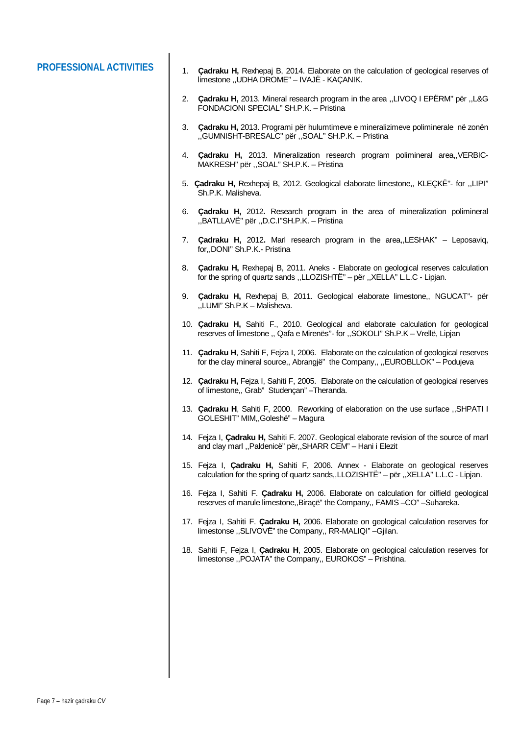## PROFESSIONAL ACTIVITIES

1. **Çadraku H,** Rexhepaj B, 2014. Elaborate on the calculation of geological reserves of limestone ,,UDHA DROME" – IVAJË - KAÇANIK.

2. **Çadraku H,** 2013. Mineral research program in the area ,,LIVOQ I EPËRM" për ,,L&G FONDACIONI SPECIAL" SH.P.K. – Pristina

3. **Çadraku H,** 2013. Programi për hulumtimeve e mineralizimeve poliminerale në zonën ,,GUMNISHT-BRESALC" për ,,SOAL" SH.P.K. – Pristina

4. **Çadraku H,** 2013. Mineralization research program polimineral area,,VERBIC-MAKRESH" për ,,SOAL" SH.P.K. – Pristina

5. **Çadraku H,** Rexhepaj B, 2012. Geological elaborate limestone,, KLEÇKË"- for ,,LIPI" Sh.P.K. Malisheva.

6. **Çadraku H,** 2012**.** Research program in the area of mineralization polimineral ,,BATLLAVË" për ,,D.C.I"SH.P.K. – Pristina

7. **Çadraku H,** 2012**.** Marl research program in the area,,LESHAK" – Leposaviq, for,,DONI" Sh.P.K.- Pristina

8. **Çadraku H,** Rexhepaj B, 2011. Aneks - Elaborate on geological reserves calculation for the spring of quartz sands ,,LLOZISHTË" – për ,,XELLA" L.L.C - Lipjan.

9. **Çadraku H,** Rexhepaj B, 2011. Geological elaborate limestone,, NGUCAT"- për ,,LUMI" Sh.P.K – Malisheva.

10. **Çadraku H,** Sahiti F., 2010. Geological and elaborate calculation for geological reserves of limestone ,, Qafa e Mirenës"- for ,,SOKOLI" Sh.P.K – Vrellë, Lipjan

11. **Çadraku H**, Sahiti F, Fejza I, 2006. Elaborate on the calculation of geological reserves for the clay mineral source,, Abrangjë" the Company,, ,,EUROBLLOK" – Podujeva

12. **Çadraku H,** Fejza I, Sahiti F, 2005. Elaborate on the calculation of geological reserves of limestone,, Grab" Studençan" –Theranda.

13. **Çadraku H**, Sahiti F, 2000. Reworking of elaboration on the use surface ,,SHPATI I GOLESHIT" MIM,,Goleshë" – Magura

14. Fejza I, **Çadraku H,** Sahiti F. 2007. Geological elaborate revision of the source of marl and clay marl ,,Paldenicë" për,,SHARR CEM" – Hani i Elezit

15. Fejza I, **Çadraku H,** Sahiti F, 2006. Annex - Elaborate on geological reserves calculation for the spring of quartz sands,,LLOZISHTË" – për ,,XELLA" L.L.C - Lipjan.

16. Fejza I, Sahiti F. **Çadraku H,** 2006. Elaborate on calculation for oilfield geological reserves of marule limestone,,Biraçë" the Company,, FAMIS –CO" –Suhareka.

17. Fejza I, Sahiti F. **Çadraku H,** 2006. Elaborate on geological calculation reserves for limestone ,,SLIVOVË" the Company,, RR-MALIQI" –Gjilan.

18. Sahiti F, Fejza I, **Çadraku H**, 2005. Elaborate on geological calculation reserves for limestonse ,,POJATA" the Company,, EUROKOS" – Prishtina.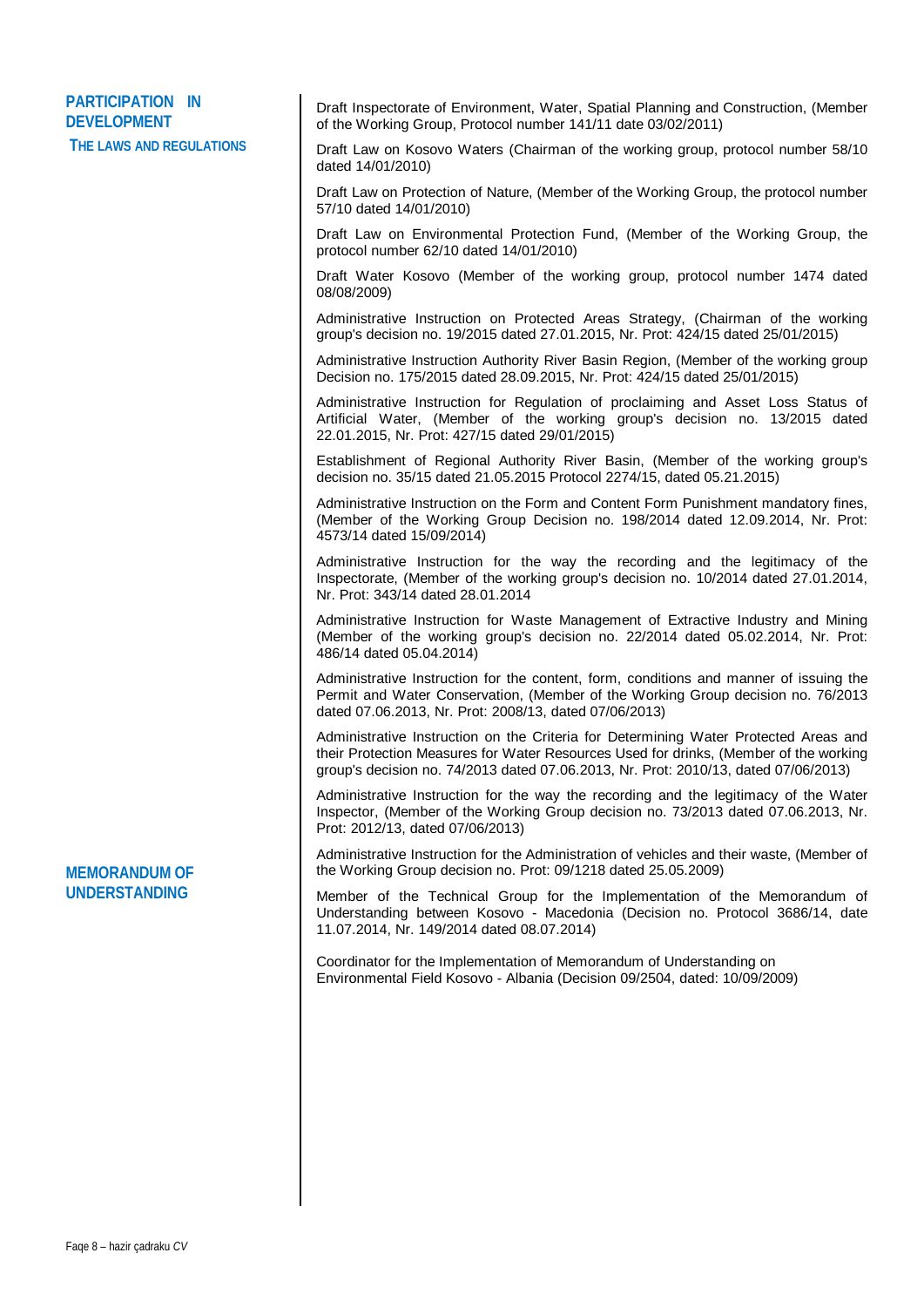## PARTICIPATION IN DEVELOPMENT THE LAWS AND REGULATIONS

Draft Inspectorate of Environment, Water, Spatial Planning and Construction, (Member of the Working Group, Protocol number 141/11 date 03/02/2011)

Draft Law on Kosovo Waters (Chairman of the working group, protocol number 58/10 dated 14/01/2010)

Draft Law on Protection of Nature, (Member of the Working Group, the protocol number 57/10 dated 14/01/2010)

Draft Law on Environmental Protection Fund, (Member of the Working Group, the protocol number 62/10 dated 14/01/2010)

Draft Water Kosovo (Member of the working group, protocol number 1474 dated 08/08/2009)

Administrative Instruction on Protected Areas Strategy, (Chairman of the working group's decision no. 19/2015 dated 27.01.2015, Nr. Prot: 424/15 dated 25/01/2015)

Administrative Instruction Authority River Basin Region, (Member of the working group Decision no. 175/2015 dated 28.09.2015, Nr. Prot: 424/15 dated 25/01/2015)

Administrative Instruction for Regulation of proclaiming and Asset Loss Status of Artificial Water, (Member of the working group's decision no. 13/2015 dated 22.01.2015, Nr. Prot: 427/15 dated 29/01/2015)

Establishment of Regional Authority River Basin, (Member of the working group's decision no. 35/15 dated 21.05.2015 Protocol 2274/15, dated 05.21.2015)

Administrative Instruction on the Form and Content Form Punishment mandatory fines, (Member of the Working Group Decision no. 198/2014 dated 12.09.2014, Nr. Prot: 4573/14 dated 15/09/2014)

Administrative Instruction for the way the recording and the legitimacy of the Inspectorate, (Member of the working group's decision no. 10/2014 dated 27.01.2014, Nr. Prot: 343/14 dated 28.01.2014

Administrative Instruction for Waste Management of Extractive Industry and Mining (Member of the working group's decision no. 22/2014 dated 05.02.2014, Nr. Prot: 486/14 dated 05.04.2014)

Administrative Instruction for the content, form, conditions and manner of issuing the Permit and Water Conservation, (Member of the Working Group decision no. 76/2013 dated 07.06.2013, Nr. Prot: 2008/13, dated 07/06/2013)

Administrative Instruction on the Criteria for Determining Water Protected Areas and their Protection Measures for Water Resources Used for drinks, (Member of the working group's decision no. 74/2013 dated 07.06.2013, Nr. Prot: 2010/13, dated 07/06/2013)

Administrative Instruction for the way the recording and the legitimacy of the Water Inspector, (Member of the Working Group decision no. 73/2013 dated 07.06.2013, Nr. Prot: 2012/13, dated 07/06/2013)

Administrative Instruction for the Administration of vehicles and their waste, (Member of the Working Group decision no. Prot: 09/1218 dated 25.05.2009)

## MEMORANDUM OF UNDERSTANDING

Member of the Technical Group for the Implementation of the Memorandum of Understanding between Kosovo - Macedonia (Decision no. Protocol 3686/14, date 11.07.2014, Nr. 149/2014 dated 08.07.2014)

Coordinator for the Implementation of Memorandum of Understanding on Environmental Field Kosovo - Albania (Decision 09/2504, dated: 10/09/2009)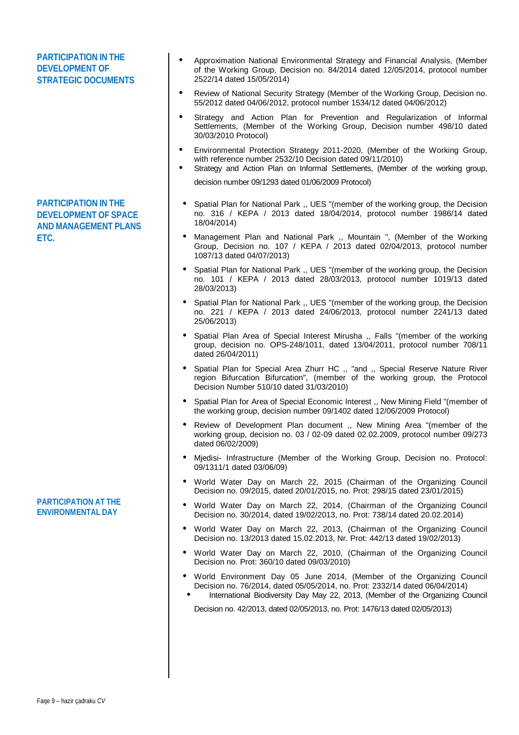## PARTICIPATION IN THE DEVELOPMENT OF STRATEGIC DOCUMENTS

- Approximation National Environmental Strategy and Financial Analysis, (Member of the Working Group, Decision no. 84/2014 dated 12/05/2014, protocol number 2522/14 dated 15/05/2014)
- Review of National Security Strategy (Member of the Working Group, Decision no. 55/2012 dated 04/06/2012, protocol number 1534/12 dated 04/06/2012)
- Strategy and Action Plan for Prevention and Regularization of Informal Settlements, (Member of the Working Group, Decision number 498/10 dated 30/03/2010 Protocol)
- Environmental Protection Strategy 2011-2020, (Member of the Working Group, with reference number 2532/10 Decision dated 09/11/2010)
- Strategy and Action Plan on Informal Settlements, (Member of the working group, decision number 09/1293 dated 01/06/2009 Protocol)

## PARTICIPATION IN THE DEVELOPMENT OF SPACE AND MANAGEMENT PLANS ETC.

- Spatial Plan for National Park ,, UES "(member of the working group, the Decision no. 316 / KEPA / 2013 dated 18/04/2014, protocol number 1986/14 dated 18/04/2014)
- Management Plan and National Park ,, Mountain ", (Member of the Working Group, Decision no. 107 / KEPA / 2013 dated 02/04/2013, protocol number 1087/13 dated 04/07/2013)
- Spatial Plan for National Park ,, UES "(member of the working group, the Decision no. 101 / KEPA / 2013 dated 28/03/2013, protocol number 1019/13 dated 28/03/2013)
- Spatial Plan for National Park ,, UES "(member of the working group, the Decision no. 221 / KEPA / 2013 dated 24/06/2013, protocol number 2241/13 dated 25/06/2013)
- Spatial Plan Area of Special Interest Mirusha ,, Falls "(member of the working group, decision no. OPS-248/1011, dated 13/04/2011, protocol number 708/11 dated 26/04/2011)
- Spatial Plan for Special Area Zhurr HC ,, "and ,, Special Reserve Nature River region Bifurcation Bifurcation", (member of the working group, the Protocol Decision Number 510/10 dated 31/03/2010)
- Spatial Plan for Area of Special Economic Interest ,, New Mining Field "(member of the working group, decision number 09/1402 dated 12/06/2009 Protocol)
- Review of Development Plan document ,, New Mining Area "(member of the working group, decision no. 03 / 02-09 dated 02.02.2009, protocol number 09/273 dated 06/02/2009)
- Mjedisi- Infrastructure (Member of the Working Group, Decision no. Protocol: 09/1311/1 dated 03/06/09)

## PARTICIPATION AT THE ENVIRONMENTAL DAY

- World Water Day on March 22, 2015 (Chairman of the Organizing Council Decision no. 09/2015, dated 20/01/2015, no. Prot: 298/15 dated 23/01/2015)
- World Water Day on March 22, 2014, (Chairman of the Organizing Council Decision no. 30/2014, dated 19/02/2013, no. Prot: 738/14 dated 20.02.2014)
- World Water Day on March 22, 2013, (Chairman of the Organizing Council Decision no. 13/2013 dated 15.02.2013, Nr. Prot: 442/13 dated 19/02/2013)
- World Water Day on March 22, 2010, (Chairman of the Organizing Council Decision no. Prot: 360/10 dated 09/03/2010)
- World Environment Day 05 June 2014, (Member of the Organizing Council Decision no. 76/2014, dated 05/05/2014, no. Prot: 2332/14 dated 06/04/2014)
- International Biodiversity Day May 22, 2013, (Member of the Organizing Council Decision no. 42/2013, dated 02/05/2013, no. Prot: 1476/13 dated 02/05/2013)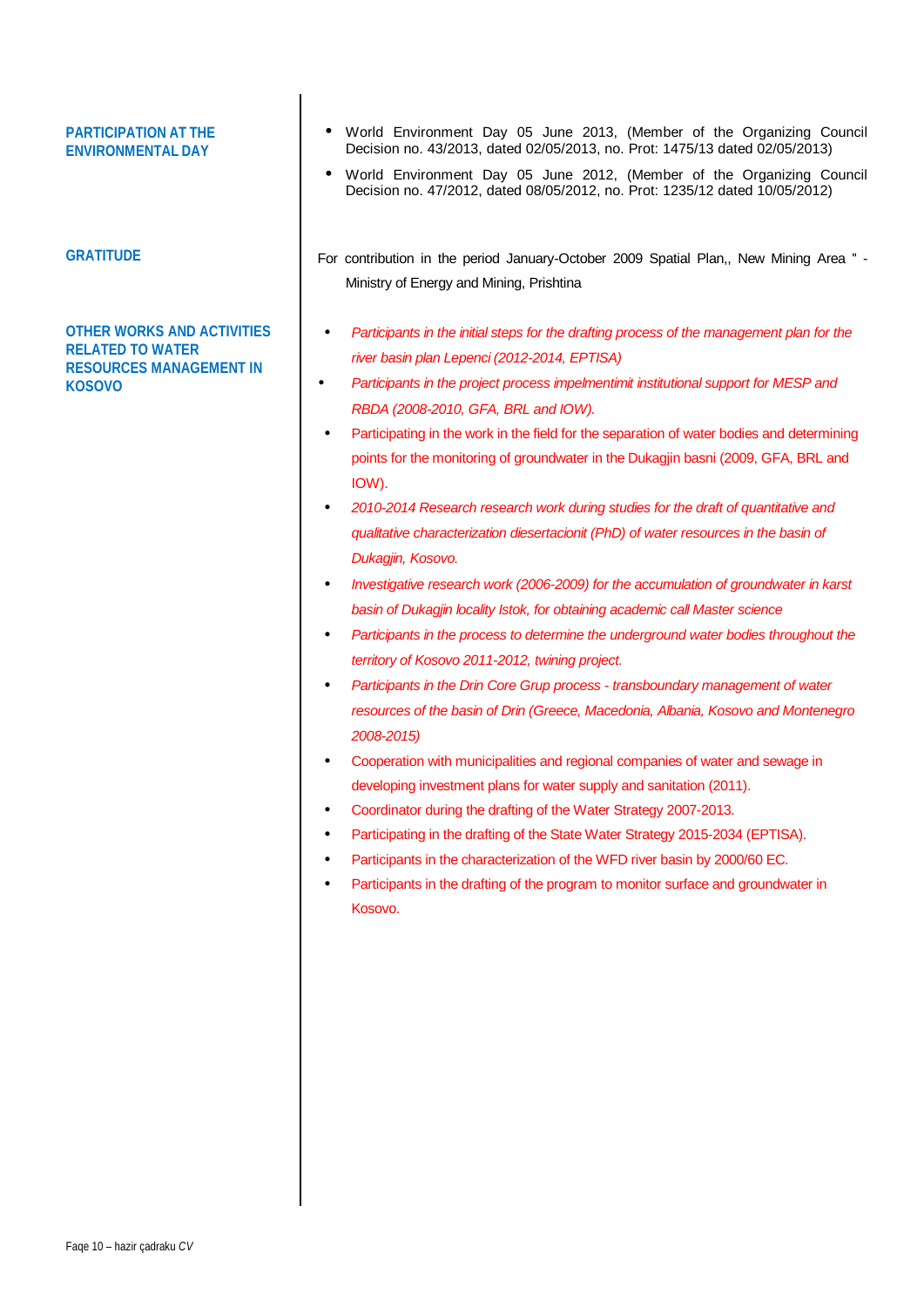## PARTICIPATION AT THE ENVIRONMENTAL DAY

- World Environment Day 05 June 2013, (Member of the Organizing Council Decision no. 43/2013, dated 02/05/2013, no. Prot: 1475/13 dated 02/05/2013)
- World Environment Day 05 June 2012, (Member of the Organizing Council Decision no. 47/2012, dated 08/05/2012, no. Prot: 1235/12 dated 10/05/2012)

## GRATITUDE

For contribution in the period January-October 2009 Spatial Plan,, New Mining Area " - Ministry of Energy and Mining, Prishtina

## OTHER WORKS AND ACTIVITIES RELATED TO WATER RESOURCES MANAGEMENT IN KOSOVO

- *Participants in the initial steps for the drafting process of the management plan for the river basin plan Lepenci (2012-2014, EPTISA)*
- *Participants in the project process impelmentimit institutional support for MESP and RBDA (2008-2010, GFA, BRL and IOW).*
- Participating in the work in the field for the separation of water bodies and determining points for the monitoring of groundwater in the Dukagjin basni (2009, GFA, BRL and IOW).
- *2010-2014 Research research work during studies for the draft of quantitative and qualitative characterization diesertacionit (PhD) of water resources in the basin of Dukagjin, Kosovo.*
- *Investigative research work (2006-2009) for the accumulation of groundwater in karst basin of Dukagjin locality Istok, for obtaining academic call Master science*
- *Participants in the process to determine the underground water bodies throughout the territory of Kosovo 2011-2012, twining project.*
- *Participants in the Drin Core Grup process - transboundary management of water resources of the basin of Drin (Greece, Macedonia, Albania, Kosovo and Montenegro 2008-2015)*
- Cooperation with municipalities and regional companies of water and sewage in developing investment plans for water supply and sanitation (2011).
- Coordinator during the drafting of the Water Strategy 2007-2013.
- Participating in the drafting of the State Water Strategy 2015-2034 (EPTISA).
- Participants in the characterization of the WFD river basin by 2000/60 EC.
- Participants in the drafting of the program to monitor surface and groundwater in Kosovo.